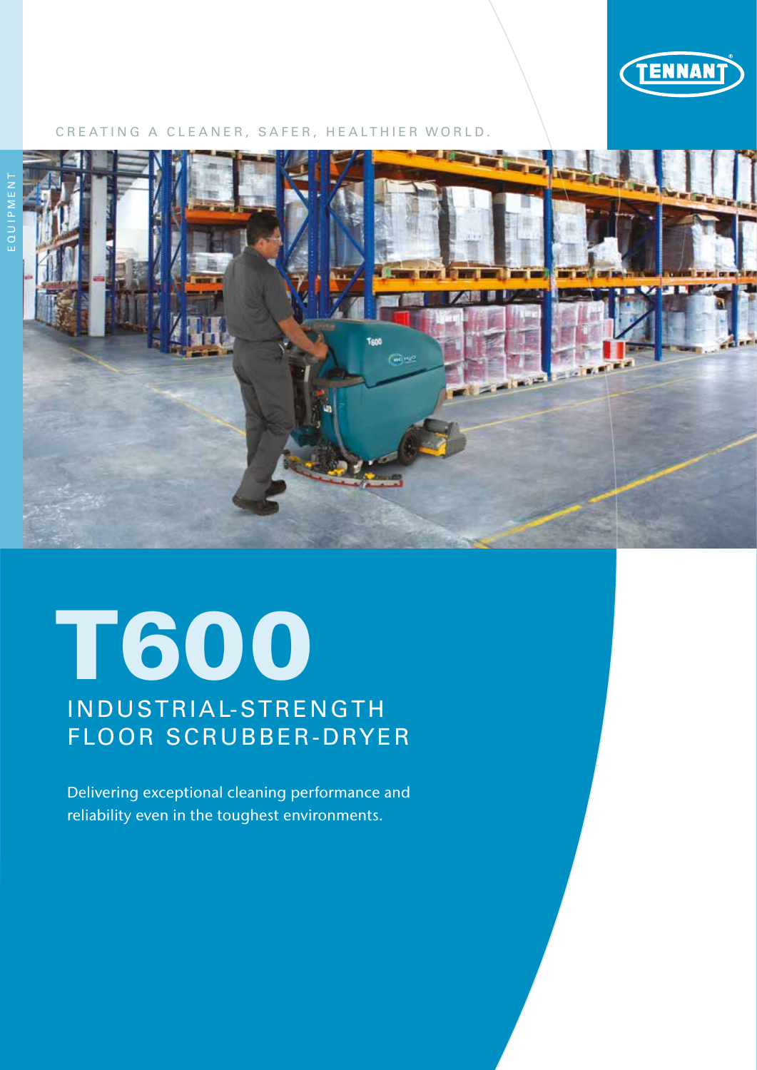TENNANT

CREATING A CLEANER, SAFER, HEALTHIER WORLD.

EQUIPMENT

# T600

## INDUSTRIAL-STRENGTH FLOOR SCRUBBER-DRYER

Delivering exceptional cleaning performance and reliability even in the toughest environments.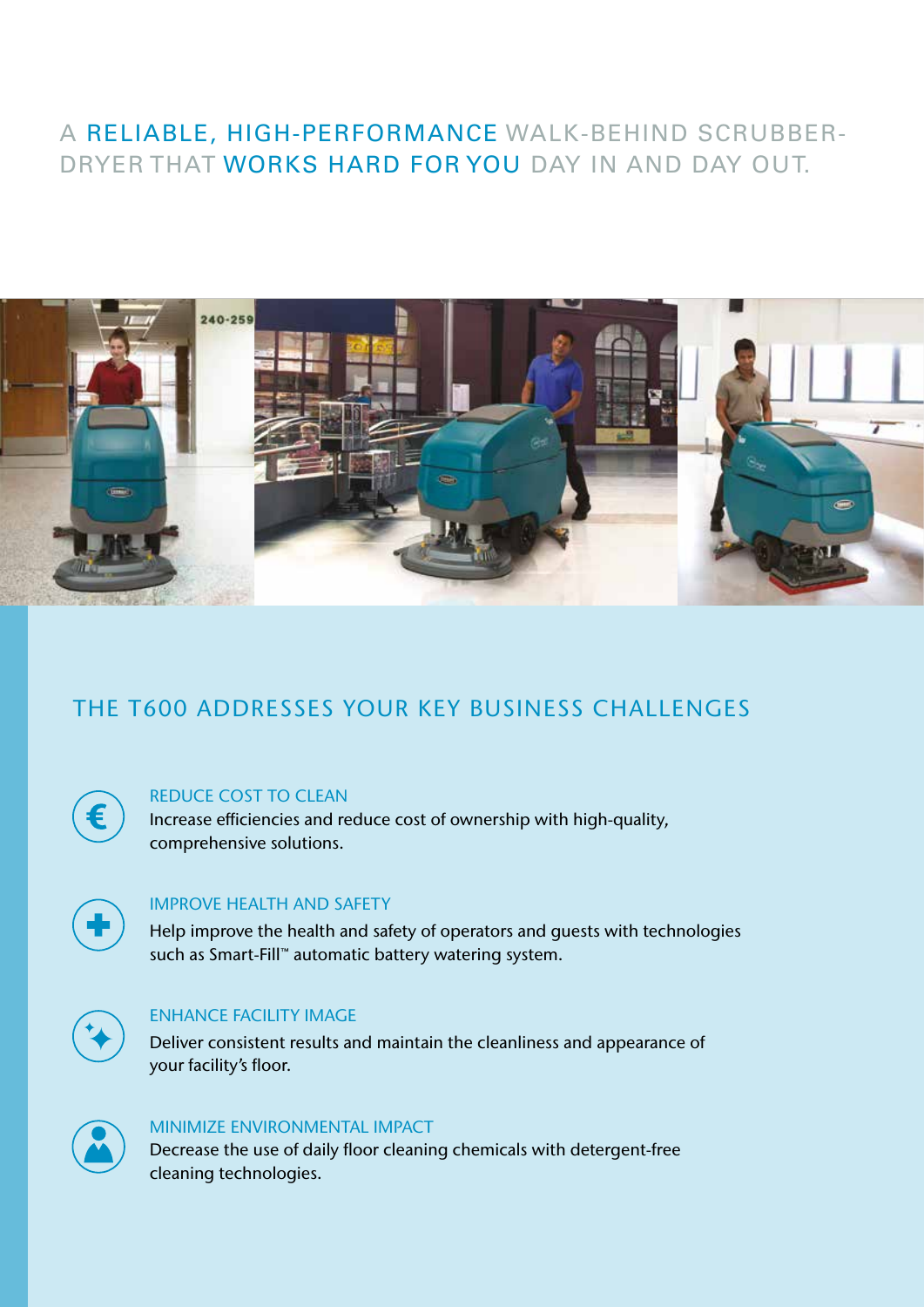# A RELIABLE, HIGH-PERFORMANCE WALK-BEHIND SCRUBBER-DRYER THAT WORKS HARD FOR YOU DAY IN AND DAY OUT.

## THE T600 ADDRESSES YOUR KEY BUSINESS CHALLENGES

### REDUCE COST TO CLEAN

Increase efficiencies and reduce cost of ownership with high-quality, comprehensive solutions.

### IMPROVE HEALTH AND SAFETY

Help improve the health and safety of operators and guests with technologies such as Smart-Fill™ automatic battery watering system.

### ENHANCE FACILITY IMAGE

Deliver consistent results and maintain the cleanliness and appearance of your facility's floor.

### MINIMIZE ENVIRONMENTAL IMPACT

Decrease the use of daily floor cleaning chemicals with detergent-free cleaning technologies.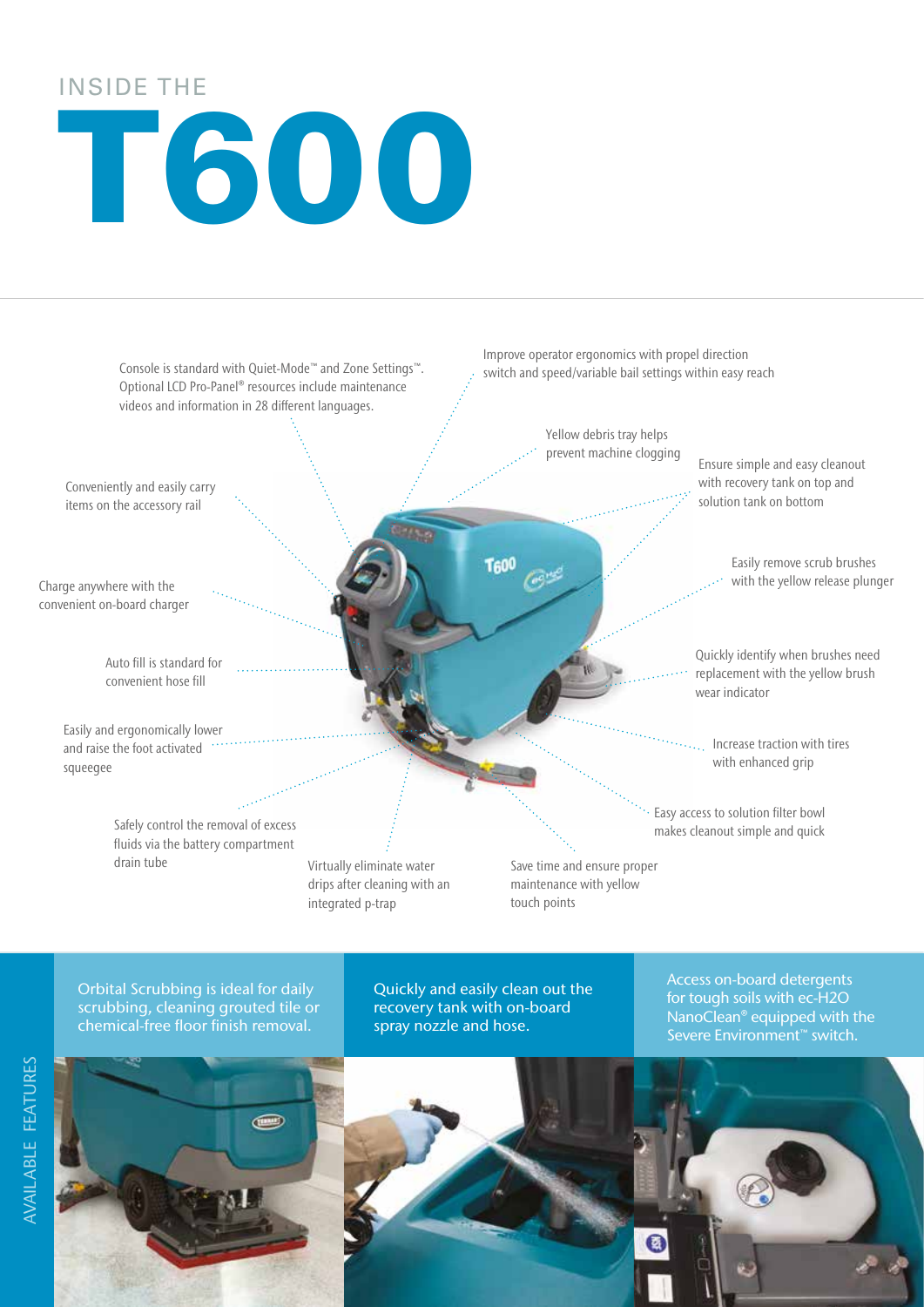# INSIDE THE T600

Console is standard with Quiet-Mode™ and Zone Settings™. Optional LCD Pro-Panel® resources include maintenance videos and information in 28 different languages.

Improve operator ergonomics with propel direction switch and speed/variable bail settings within easy reach

Yellow debris tray helps prevent machine clogging

Ensure simple and easy cleanout with recovery tank on top and solution tank on bottom

Conveniently and easily carry items on the accessory rail

Easily remove scrub brushes with the yellow release plunger

Charge anywhere with the convenient on-board charger

Quickly identify when brushes need replacement with the yellow brush wear indicator

Auto fill is standard for convenient hose fill

Easily and ergonomically lower and raise the foot activated squeegee

Increase traction with tires with enhanced grip

Easy access to solution filter bowl makes cleanout simple and quick

Safely control the removal of excess fluids via the battery compartment drain tube

Virtually eliminate water drips after cleaning with an integrated p-trap

Save time and ensure proper maintenance with yellow touch points

## AVAILABLE FEATURES

Orbital Scrubbing is ideal for daily scrubbing, cleaning grouted tile or chemical-free floor finish removal.

Quickly and easily clean out the recovery tank with on-board spray nozzle and hose.

Access on-board detergents for tough soils with ec-H2O NanoClean® equipped with the Severe Environment™ switch.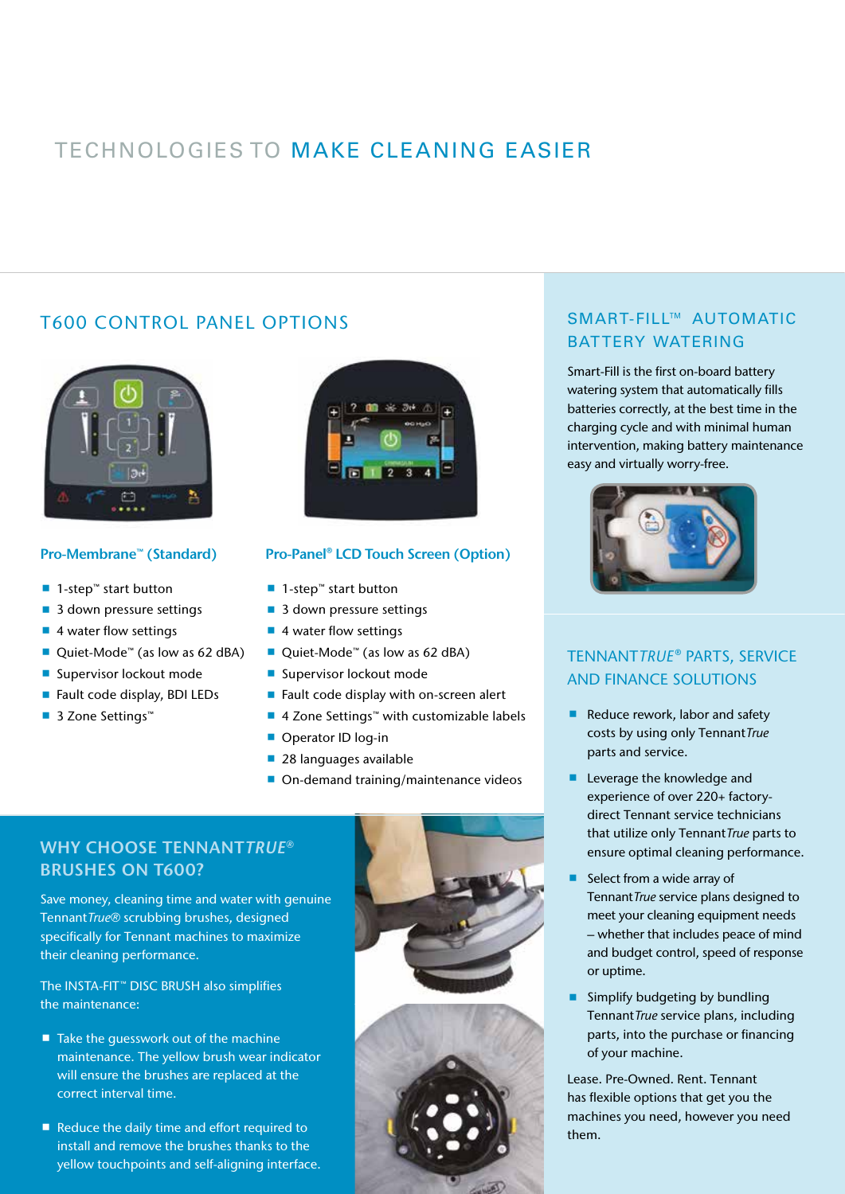# TECHNOLOGIES TO MAKE CLEANING EASIER

## T600 CONTROL PANEL OPTIONS

### Pro-Membrane™ (Standard)

- 1-step™ start button
- 3 down pressure settings
- 4 water flow settings
- Quiet-Mode™ (as low as 62 dBA)
- Supervisor lockout mode
- Fault code display, BDI LEDs
- 3 Zone Settings™

### Pro-Panel® LCD Touch Screen (Option)

- 1-step™ start button
- 3 down pressure settings
- 4 water flow settings
- Quiet-Mode™ (as low as 62 dBA)
- Supervisor lockout mode
- Fault code display with on-screen alert
- 4 Zone Settings™ with customizable labels
- Operator ID log-in
- 28 languages available
- On-demand training/maintenance videos

## WHY CHOOSE TENNANT*TRUE*® BRUSHES ON T600?

Save money, cleaning time and water with genuine Tennant*True*® scrubbing brushes, designed specifically for Tennant machines to maximize their cleaning performance.

The INSTA-FIT™ DISC BRUSH also simplifies the maintenance:

- Take the guesswork out of the machine maintenance. The yellow brush wear indicator will ensure the brushes are replaced at the correct interval time.
- Reduce the daily time and effort required to install and remove the brushes thanks to the yellow touchpoints and self-aligning interface.

## SMART-FILL™ AUTOMATIC BATTERY WATERING

Smart-Fill is the first on-board battery watering system that automatically fills batteries correctly, at the best time in the charging cycle and with minimal human intervention, making battery maintenance easy and virtually worry-free.

## TENNANT*TRUE*® PARTS, SERVICE AND FINANCE SOLUTIONS

- Reduce rework, labor and safety costs by using only Tennant*True* parts and service.
- Leverage the knowledge and experience of over 220+ factory-direct Tennant service technicians that utilize only Tennant*True* parts to ensure optimal cleaning performance.
- Select from a wide array of Tennant*True* service plans designed to meet your cleaning equipment needs – whether that includes peace of mind and budget control, speed of response or uptime.
- Simplify budgeting by bundling Tennant*True* service plans, including parts, into the purchase or financing of your machine.

Lease. Pre-Owned. Rent. Tennant has flexible options that get you the machines you need, however you need them.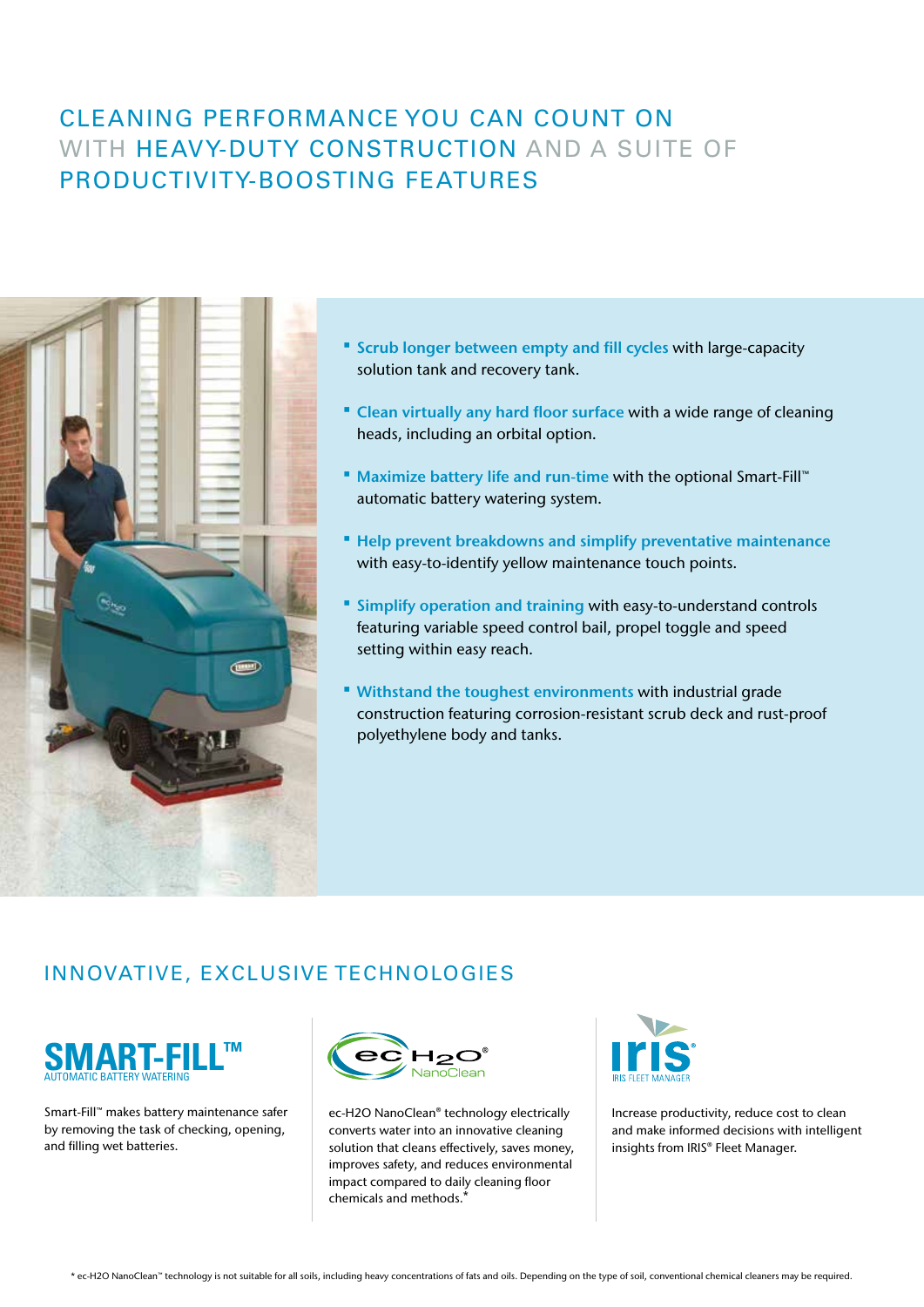# CLEANING PERFORMANCE YOU CAN COUNT ON WITH HEAVY-DUTY CONSTRUCTION AND A SUITE OF PRODUCTIVITY-BOOSTING FEATURES

- **Scrub longer between empty and fill cycles** with large-capacity solution tank and recovery tank.
- **Clean virtually any hard floor surface** with a wide range of cleaning heads, including an orbital option.
- **Maximize battery life and run-time** with the optional Smart-Fill™ automatic battery watering system.
- **Help prevent breakdowns and simplify preventative maintenance** with easy-to-identify yellow maintenance touch points.
- **Simplify operation and training** with easy-to-understand controls featuring variable speed control bail, propel toggle and speed setting within easy reach.
- **Withstand the toughest environments** with industrial grade construction featuring corrosion-resistant scrub deck and rust-proof polyethylene body and tanks.

## INNOVATIVE, EXCLUSIVE TECHNOLOGIES

### SMART-FILL™
AUTOMATIC BATTERY WATERING

Smart-Fill™ makes battery maintenance safer by removing the task of checking, opening, and filling wet batteries.

### ec-H2O® NanoClean

ec-H2O NanoClean® technology electrically converts water into an innovative cleaning solution that cleans effectively, saves money, improves safety, and reduces environmental impact compared to daily cleaning floor chemicals and methods.*

### IRIS®
IRIS FLEET MANAGER

Increase productivity, reduce cost to clean and make informed decisions with intelligent insights from IRIS® Fleet Manager.

* ec-H2O NanoClean™ technology is not suitable for all soils, including heavy concentrations of fats and oils. Depending on the type of soil, conventional chemical cleaners may be required.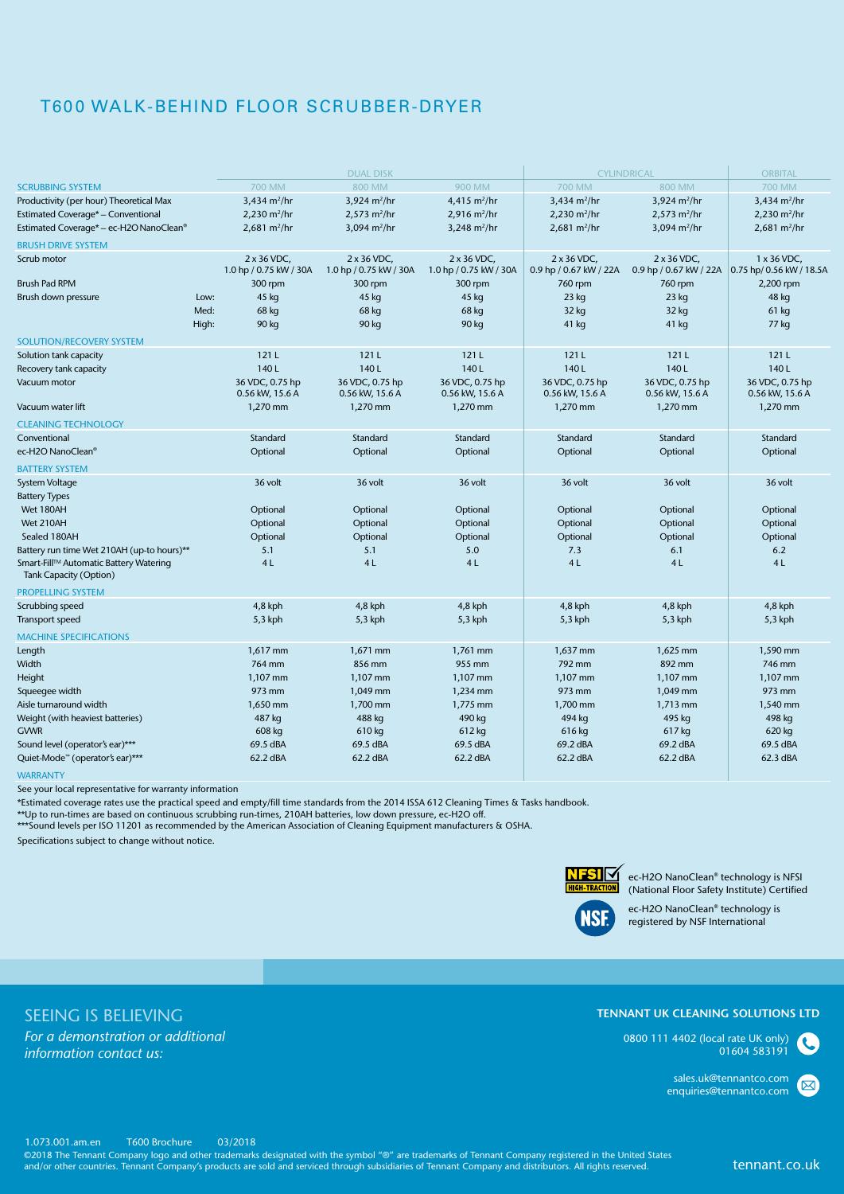# T600 WALK-BEHIND FLOOR SCRUBBER-DRYER

| | | DUAL DISK | | | CYLINDRICAL | | ORBITAL |
|---|---|---|---|---|---|---|---|
| **SCRUBBING SYSTEM** | | 700 MM | 800 MM | 900 MM | 700 MM | 800 MM | 700 MM |
| Productivity (per hour) Theoretical Max | | 3,434 m²/hr | 3,924 m²/hr | 4,415 m²/hr | 3,434 m²/hr | 3,924 m²/hr | 3,434 m²/hr |
| Estimated Coverage* – Conventional | | 2,230 m²/hr | 2,573 m²/hr | 2,916 m²/hr | 2,230 m²/hr | 2,573 m²/hr | 2,230 m²/hr |
| Estimated Coverage* – ec-H2O NanoClean® | | 2,681 m²/hr | 3,094 m²/hr | 3,248 m²/hr | 2,681 m²/hr | 3,094 m²/hr | 2,681 m²/hr |
| **BRUSH DRIVE SYSTEM** | | | | | | | |
| Scrub motor | | 2 x 36 VDC, 1.0 hp / 0.75 kW / 30A | 2 x 36 VDC, 1.0 hp / 0.75 kW / 30A | 2 x 36 VDC, 1.0 hp / 0.75 kW / 30A | 2 x 36 VDC, 0.9 hp / 0.67 kW / 22A | 2 x 36 VDC, 0.9 hp / 0.67 kW / 22A | 1 x 36 VDC, 0.75 hp/ 0.56 kW / 18.5A |
| Brush Pad RPM | | 300 rpm | 300 rpm | 300 rpm | 760 rpm | 760 rpm | 2,200 rpm |
| Brush down pressure | Low: | 45 kg | 45 kg | 45 kg | 23 kg | 23 kg | 48 kg |
| | Med: | 68 kg | 68 kg | 68 kg | 32 kg | 32 kg | 61 kg |
| | High: | 90 kg | 90 kg | 90 kg | 41 kg | 41 kg | 77 kg |
| **SOLUTION/RECOVERY SYSTEM** | | | | | | | |
| Solution tank capacity | | 121 L | 121 L | 121 L | 121 L | 121 L | 121 L |
| Recovery tank capacity | | 140 L | 140 L | 140 L | 140 L | 140 L | 140 L |
| Vacuum motor | | 36 VDC, 0.75 hp 0.56 kW, 15.6 A | 36 VDC, 0.75 hp 0.56 kW, 15.6 A | 36 VDC, 0.75 hp 0.56 kW, 15.6 A | 36 VDC, 0.75 hp 0.56 kW, 15.6 A | 36 VDC, 0.75 hp 0.56 kW, 15.6 A | 36 VDC, 0.75 hp 0.56 kW, 15.6 A |
| Vacuum water lift | | 1,270 mm | 1,270 mm | 1,270 mm | 1,270 mm | 1,270 mm | 1,270 mm |
| **CLEANING TECHNOLOGY** | | | | | | | |
| Conventional | | Standard | Standard | Standard | Standard | Standard | Standard |
| ec-H2O NanoClean® | | Optional | Optional | Optional | Optional | Optional | Optional |
| **BATTERY SYSTEM** | | | | | | | |
| System Voltage | | 36 volt | 36 volt | 36 volt | 36 volt | 36 volt | 36 volt |
| Battery Types | | | | | | | |
| Wet 180AH | | Optional | Optional | Optional | Optional | Optional | Optional |
| Wet 210AH | | Optional | Optional | Optional | Optional | Optional | Optional |
| Sealed 180AH | | Optional | Optional | Optional | Optional | Optional | Optional |
| Battery run time Wet 210AH (up-to hours)** | | 5.1 | 5.1 | 5.0 | 7.3 | 6.1 | 6.2 |
| Smart-Fill™ Automatic Battery Watering Tank Capacity (Option) | | 4 L | 4 L | 4 L | 4 L | 4 L | 4 L |
| **PROPELLING SYSTEM** | | | | | | | |
| Scrubbing speed | | 4,8 kph | 4,8 kph | 4,8 kph | 4,8 kph | 4,8 kph | 4,8 kph |
| Transport speed | | 5,3 kph | 5,3 kph | 5,3 kph | 5,3 kph | 5,3 kph | 5,3 kph |
| **MACHINE SPECIFICATIONS** | | | | | | | |
| Length | | 1,617 mm | 1,671 mm | 1,761 mm | 1,637 mm | 1,625 mm | 1,590 mm |
| Width | | 764 mm | 856 mm | 955 mm | 792 mm | 892 mm | 746 mm |
| Height | | 1,107 mm | 1,107 mm | 1,107 mm | 1,107 mm | 1,107 mm | 1,107 mm |
| Squeegee width | | 973 mm | 1,049 mm | 1,234 mm | 973 mm | 1,049 mm | 973 mm |
| Aisle turnaround width | | 1,650 mm | 1,700 mm | 1,775 mm | 1,700 mm | 1,713 mm | 1,540 mm |
| Weight (with heaviest batteries) | | 487 kg | 488 kg | 490 kg | 494 kg | 495 kg | 498 kg |
| GVWR | | 608 kg | 610 kg | 612 kg | 616 kg | 617 kg | 620 kg |
| Sound level (operator's ear)*** | | 69.5 dBA | 69.5 dBA | 69.5 dBA | 69.2 dBA | 69.2 dBA | 69.5 dBA |
| Quiet-Mode™ (operator's ear)*** | | 62.2 dBA | 62.2 dBA | 62.2 dBA | 62.2 dBA | 62.2 dBA | 62.3 dBA |

**WARRANTY**

See your local representative for warranty information

*Estimated coverage rates use the practical speed and empty/fill time standards from the 2014 ISSA 612 Cleaning Times & Tasks handbook.
**Up to run-times are based on continuous scrubbing run-times, 210AH batteries, low down pressure, ec-H2O off.
***Sound levels per ISO 11201 as recommended by the American Association of Cleaning Equipment manufacturers & OSHA.

Specifications subject to change without notice.

ec-H2O NanoClean® technology is NFSI (National Floor Safety Institute) Certified

ec-H2O NanoClean® technology is registered by NSF International

## SEEING IS BELIEVING

*For a demonstration or additional information contact us:*

**TENNANT UK CLEANING SOLUTIONS LTD**

0800 111 4402 (local rate UK only)
01604 583191

sales.uk@tennantco.com
enquiries@tennantco.com

1.073.001.am.en T600 Brochure 03/2018

©2018 The Tennant Company logo and other trademarks designated with the symbol "®" are trademarks of Tennant Company registered in the United States and/or other countries. Tennant Company's products are sold and serviced through subsidiaries of Tennant Company and distributors. All rights reserved.

tennant.co.uk